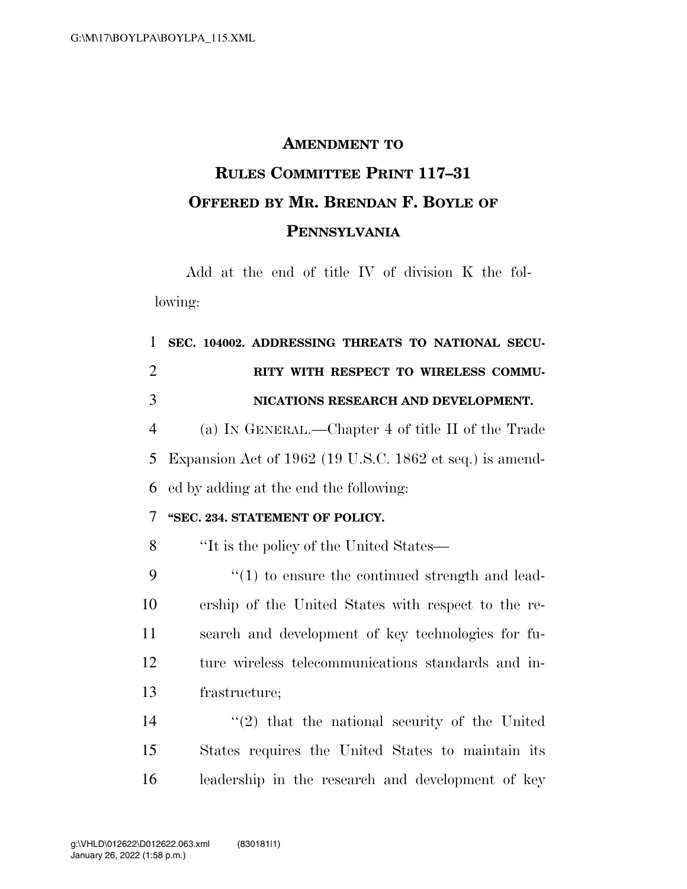# AMENDMENT TO RULES COMMITTEE PRINT 117–31 OFFERED BY MR. BRENDAN F. BOYLE OF PENNSYLVANIA

Add at the end of title IV of division K the following:

**SEC. 104002. ADDRESSING THREATS TO NATIONAL SECURITY WITH RESPECT TO WIRELESS COMMUNICATIONS RESEARCH AND DEVELOPMENT.**

(a) IN GENERAL.—Chapter 4 of title II of the Trade Expansion Act of 1962 (19 U.S.C. 1862 et seq.) is amended by adding at the end the following:

**"SEC. 234. STATEMENT OF POLICY.**

"It is the policy of the United States—

"(1) to ensure the continued strength and leadership of the United States with respect to the research and development of key technologies for future wireless telecommunications standards and infrastructure;

"(2) that the national security of the United States requires the United States to maintain its leadership in the research and development of key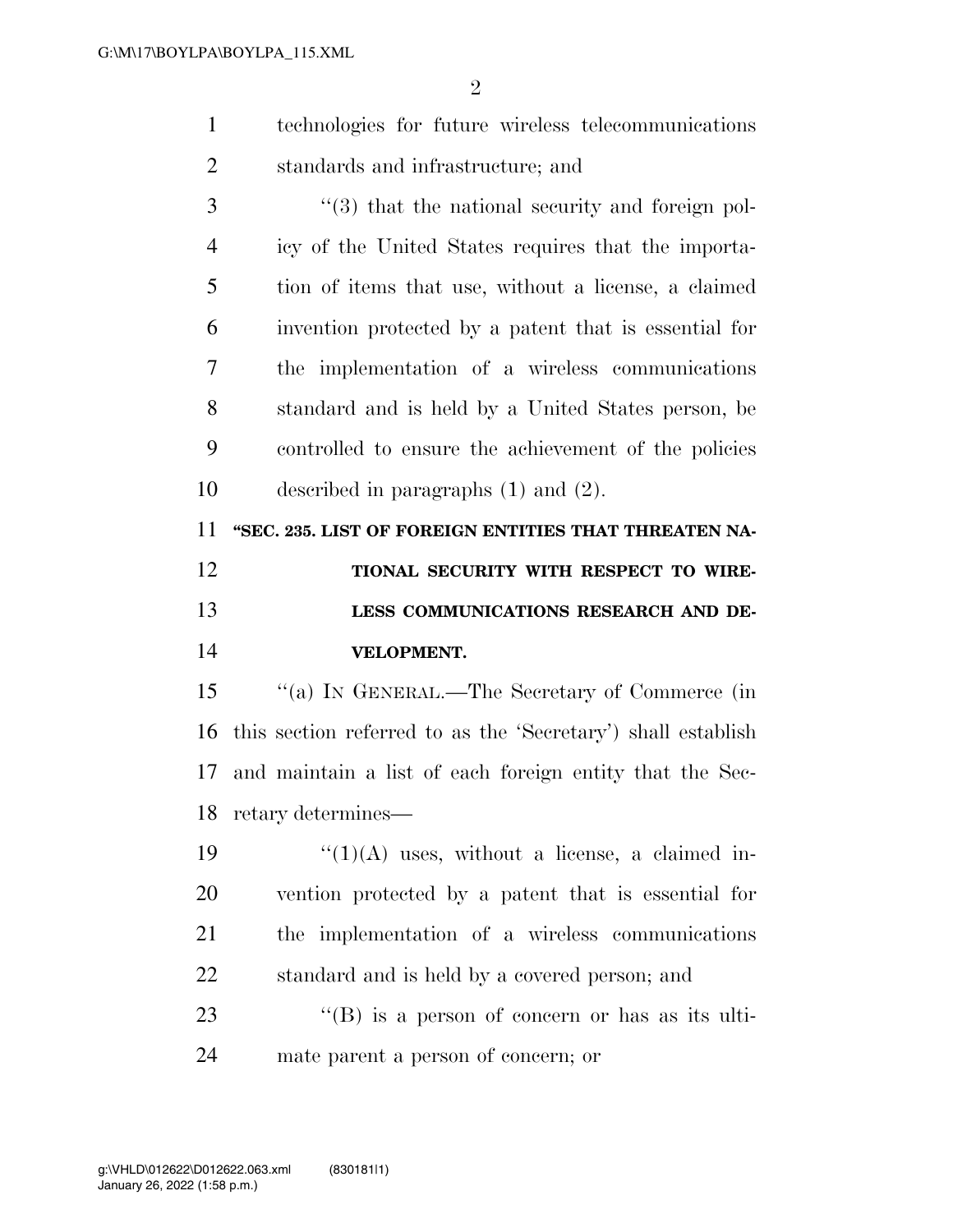technologies for future wireless telecommunications standards and infrastructure; and

''(3) that the national security and foreign policy of the United States requires that the importation of items that use, without a license, a claimed invention protected by a patent that is essential for the implementation of a wireless communications standard and is held by a United States person, be controlled to ensure the achievement of the policies described in paragraphs (1) and (2).

**''SEC. 235. LIST OF FOREIGN ENTITIES THAT THREATEN NATIONAL SECURITY WITH RESPECT TO WIRELESS COMMUNICATIONS RESEARCH AND DEVELOPMENT.**

''(a) IN GENERAL.—The Secretary of Commerce (in this section referred to as the 'Secretary') shall establish and maintain a list of each foreign entity that the Secretary determines—

''(1)(A) uses, without a license, a claimed invention protected by a patent that is essential for the implementation of a wireless communications standard and is held by a covered person; and

''(B) is a person of concern or has as its ultimate parent a person of concern; or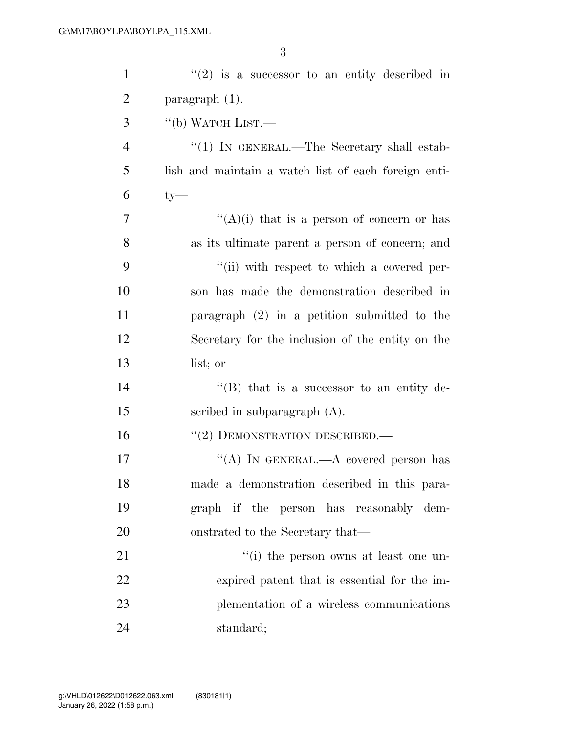"(2) is a successor to an entity described in paragraph (1).

"(b) WATCH LIST.—

"(1) IN GENERAL.—The Secretary shall establish and maintain a watch list of each foreign entity—

"(A)(i) that is a person of concern or has as its ultimate parent a person of concern; and

"(ii) with respect to which a covered person has made the demonstration described in paragraph (2) in a petition submitted to the Secretary for the inclusion of the entity on the list; or

"(B) that is a successor to an entity described in subparagraph (A).

"(2) DEMONSTRATION DESCRIBED.—

"(A) IN GENERAL.—A covered person has made a demonstration described in this paragraph if the person has reasonably demonstrated to the Secretary that—

"(i) the person owns at least one unexpired patent that is essential for the implementation of a wireless communications standard;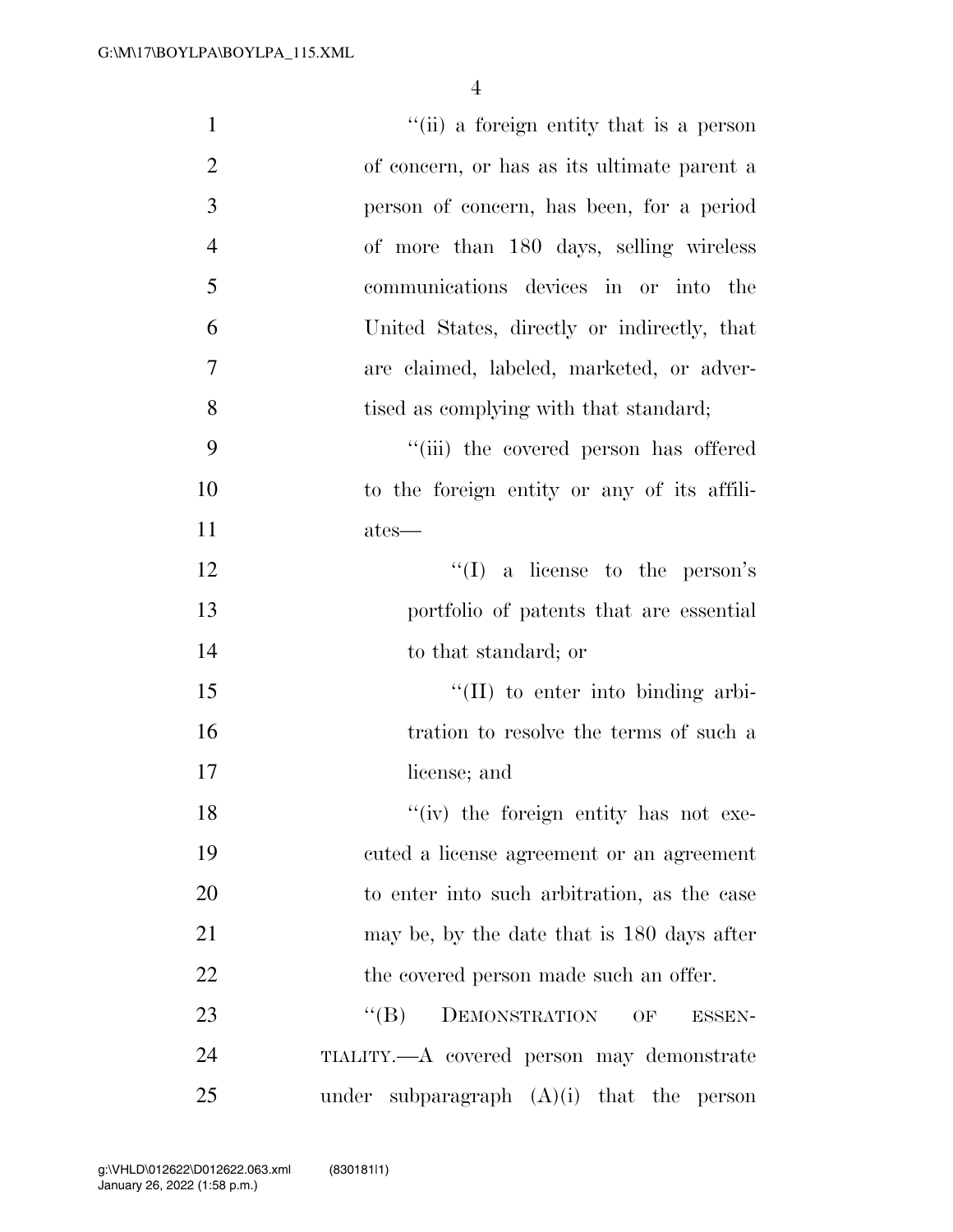''(ii) a foreign entity that is a person of concern, or has as its ultimate parent a person of concern, has been, for a period of more than 180 days, selling wireless communications devices in or into the United States, directly or indirectly, that are claimed, labeled, marketed, or advertised as complying with that standard;

''(iii) the covered person has offered to the foreign entity or any of its affiliates—

''(I) a license to the person's portfolio of patents that are essential to that standard; or

''(II) to enter into binding arbitration to resolve the terms of such a license; and

''(iv) the foreign entity has not executed a license agreement or an agreement to enter into such arbitration, as the case may be, by the date that is 180 days after the covered person made such an offer.

''(B) DEMONSTRATION OF ESSENTIALITY.—A covered person may demonstrate under subparagraph (A)(i) that the person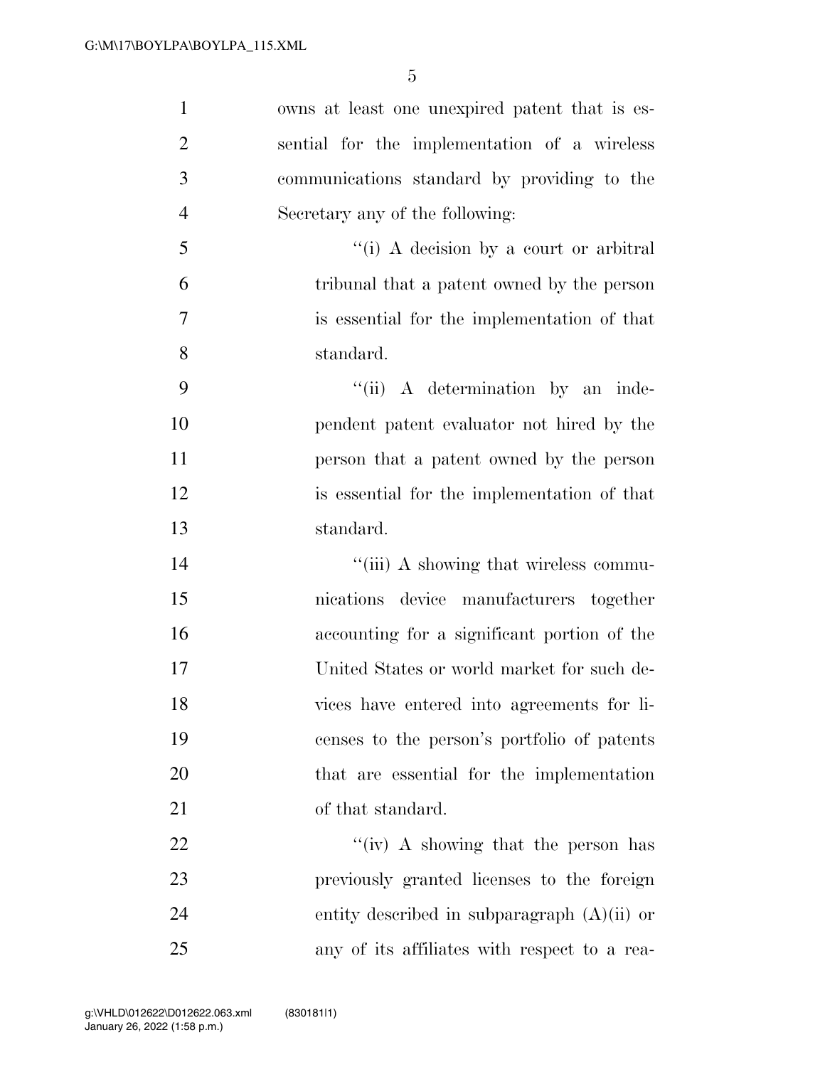owns at least one unexpired patent that is essential for the implementation of a wireless communications standard by providing to the Secretary any of the following:

"(i) A decision by a court or arbitral tribunal that a patent owned by the person is essential for the implementation of that standard.

"(ii) A determination by an independent patent evaluator not hired by the person that a patent owned by the person is essential for the implementation of that standard.

"(iii) A showing that wireless communications device manufacturers together accounting for a significant portion of the United States or world market for such devices have entered into agreements for licenses to the person's portfolio of patents that are essential for the implementation of that standard.

"(iv) A showing that the person has previously granted licenses to the foreign entity described in subparagraph (A)(ii) or any of its affiliates with respect to a rea-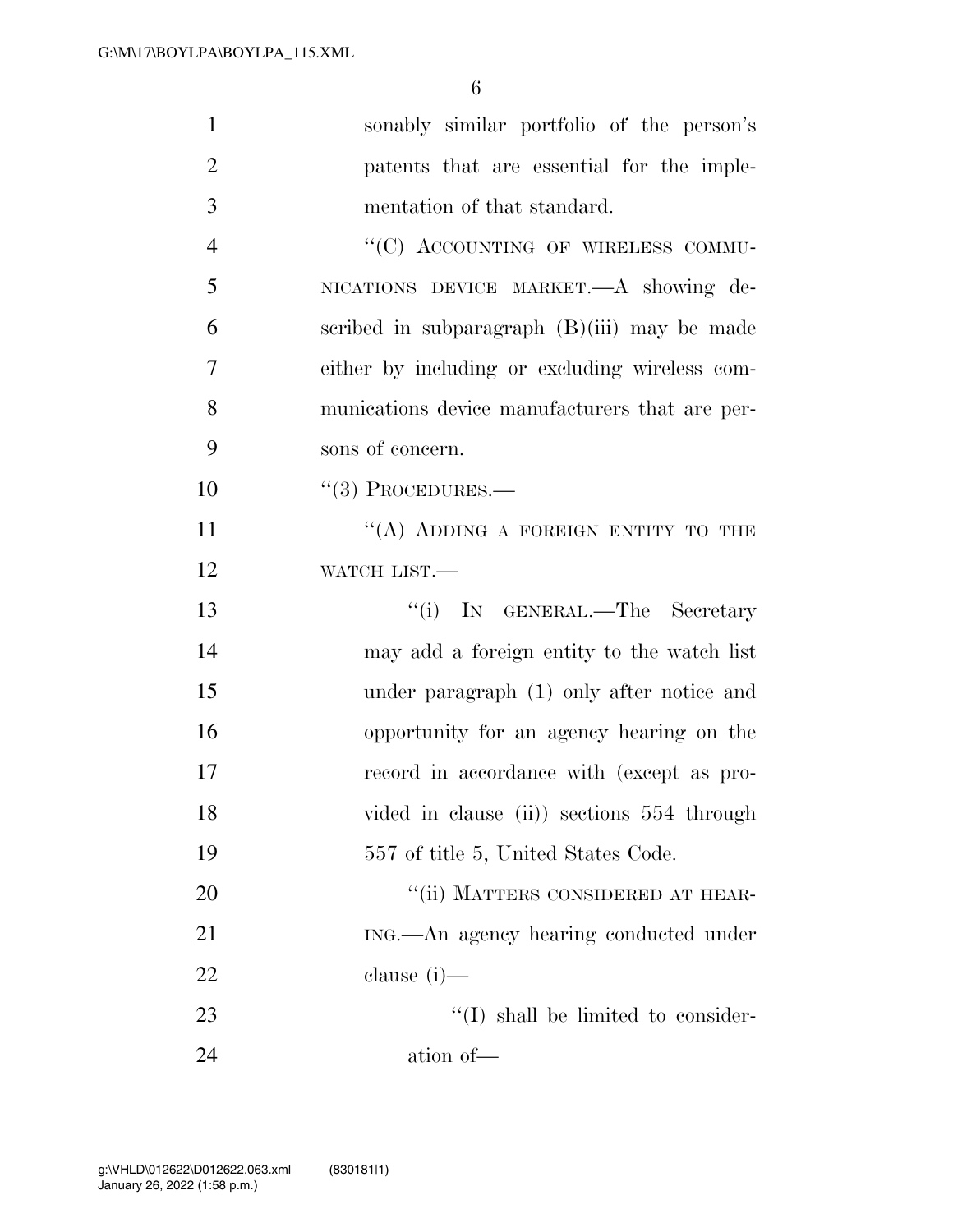sonably similar portfolio of the person's patents that are essential for the implementation of that standard.

"(C) ACCOUNTING OF WIRELESS COMMUNICATIONS DEVICE MARKET.—A showing described in subparagraph (B)(iii) may be made either by including or excluding wireless communications device manufacturers that are persons of concern.

"(3) PROCEDURES.—

"(A) ADDING A FOREIGN ENTITY TO THE WATCH LIST.—

"(i) IN GENERAL.—The Secretary may add a foreign entity to the watch list under paragraph (1) only after notice and opportunity for an agency hearing on the record in accordance with (except as provided in clause (ii)) sections 554 through 557 of title 5, United States Code.

"(ii) MATTERS CONSIDERED AT HEARING.—An agency hearing conducted under clause (i)—

"(I) shall be limited to consideration of—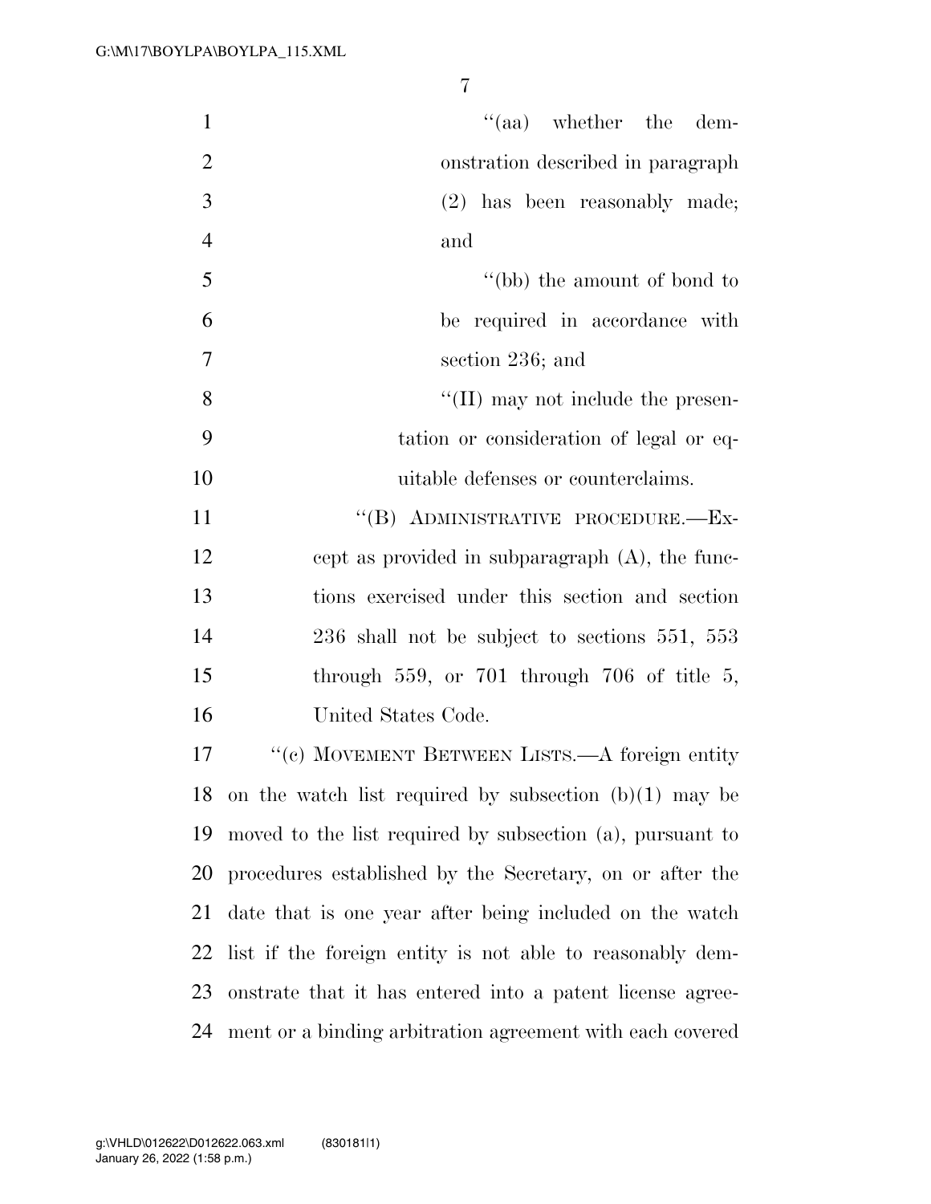"(aa) whether the demonstration described in paragraph (2) has been reasonably made; and

"(bb) the amount of bond to be required in accordance with section 236; and

"(II) may not include the presentation or consideration of legal or equitable defenses or counterclaims.

"(B) ADMINISTRATIVE PROCEDURE.—Except as provided in subparagraph (A), the functions exercised under this section and section 236 shall not be subject to sections 551, 553 through 559, or 701 through 706 of title 5, United States Code.

"(c) MOVEMENT BETWEEN LISTS.—A foreign entity on the watch list required by subsection (b)(1) may be moved to the list required by subsection (a), pursuant to procedures established by the Secretary, on or after the date that is one year after being included on the watch list if the foreign entity is not able to reasonably demonstrate that it has entered into a patent license agreement or a binding arbitration agreement with each covered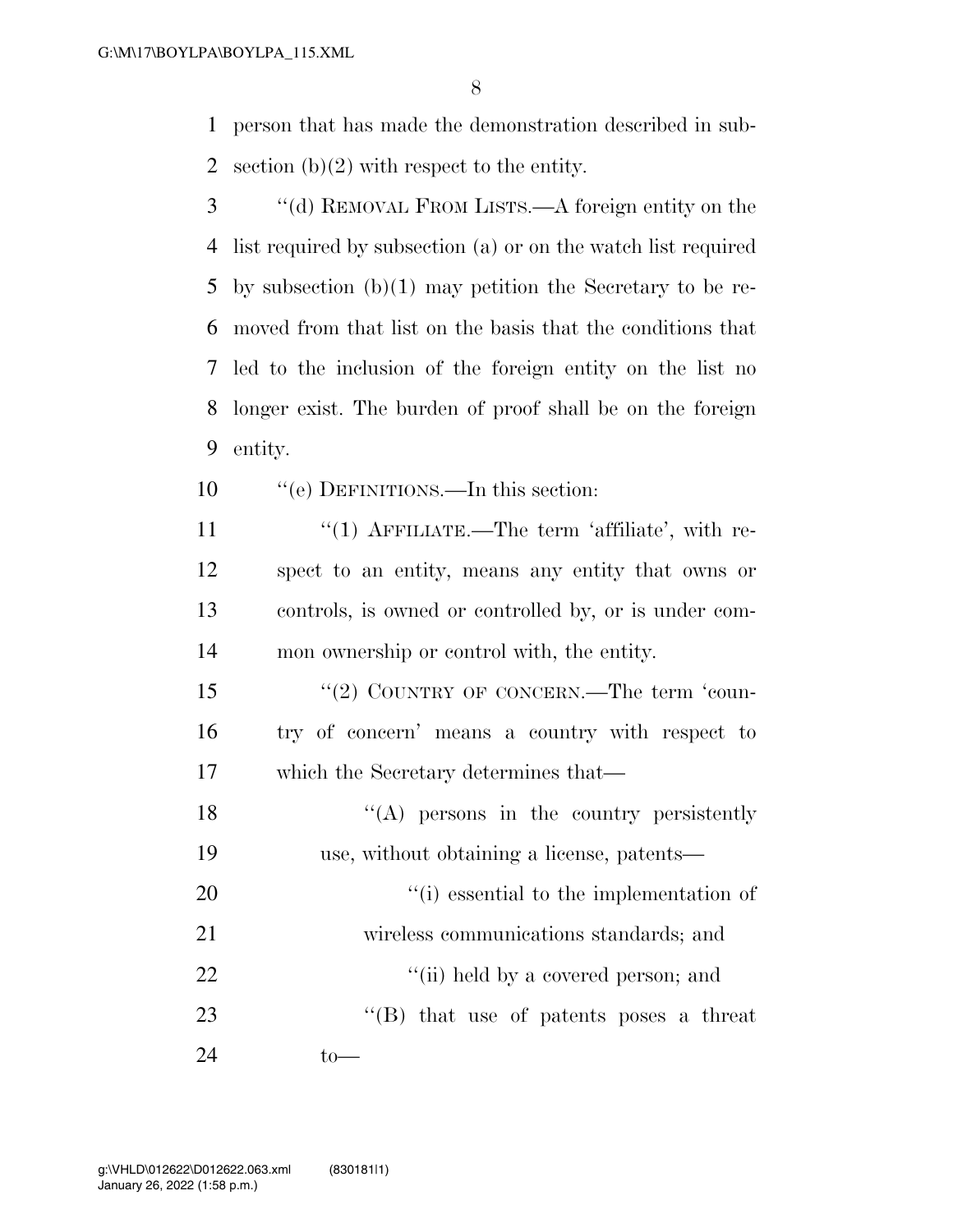person that has made the demonstration described in subsection (b)(2) with respect to the entity.

''(d) REMOVAL FROM LISTS.—A foreign entity on the list required by subsection (a) or on the watch list required by subsection (b)(1) may petition the Secretary to be removed from that list on the basis that the conditions that led to the inclusion of the foreign entity on the list no longer exist. The burden of proof shall be on the foreign entity.

''(e) DEFINITIONS.—In this section:

''(1) AFFILIATE.—The term 'affiliate', with respect to an entity, means any entity that owns or controls, is owned or controlled by, or is under common ownership or control with, the entity.

''(2) COUNTRY OF CONCERN.—The term 'country of concern' means a country with respect to which the Secretary determines that—

''(A) persons in the country persistently use, without obtaining a license, patents—

''(i) essential to the implementation of wireless communications standards; and

''(ii) held by a covered person; and

''(B) that use of patents poses a threat to—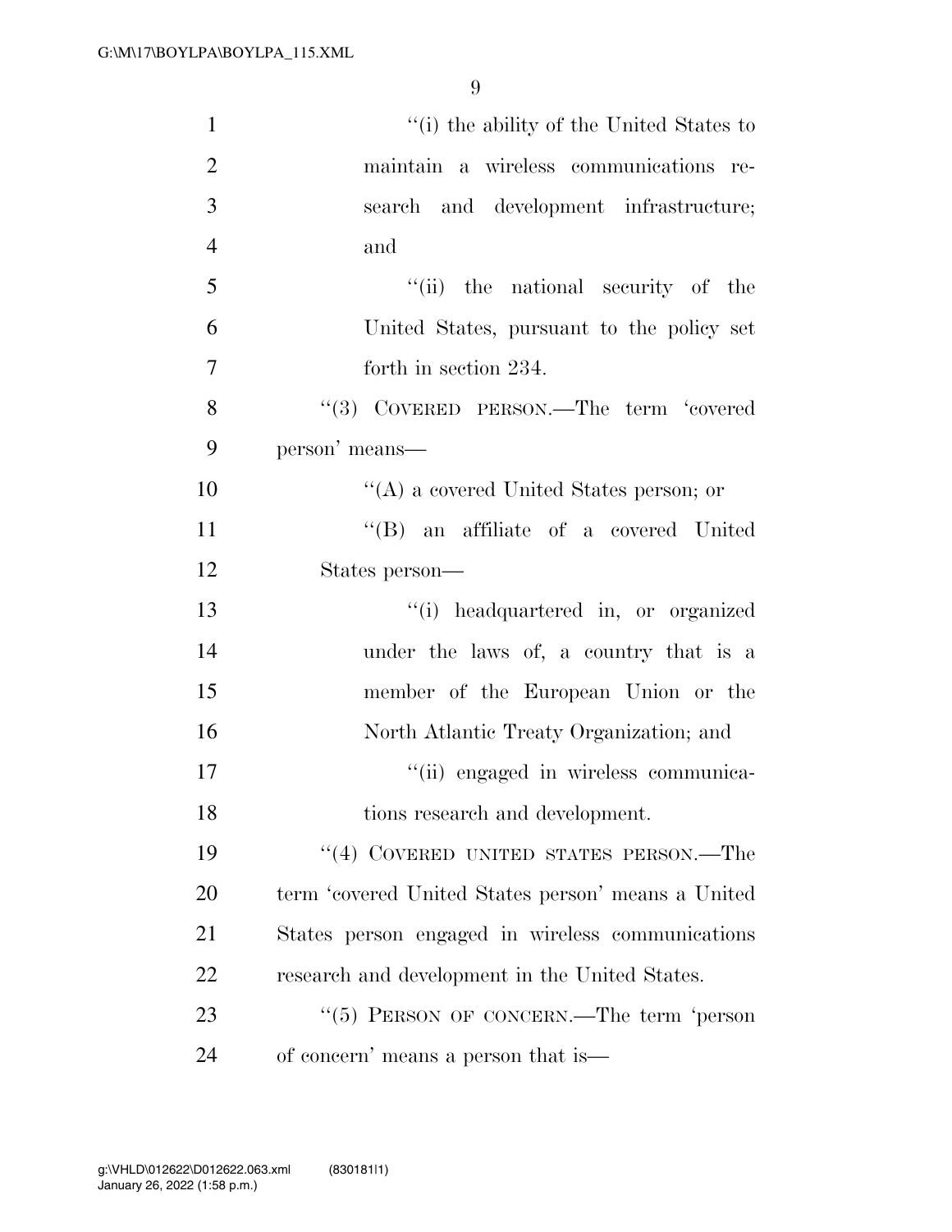''(i) the ability of the United States to maintain a wireless communications research and development infrastructure; and

''(ii) the national security of the United States, pursuant to the policy set forth in section 234.

''(3) COVERED PERSON.—The term 'covered person' means—

''(A) a covered United States person; or

''(B) an affiliate of a covered United States person—

''(i) headquartered in, or organized under the laws of, a country that is a member of the European Union or the North Atlantic Treaty Organization; and

''(ii) engaged in wireless communications research and development.

''(4) COVERED UNITED STATES PERSON.—The term 'covered United States person' means a United States person engaged in wireless communications research and development in the United States.

''(5) PERSON OF CONCERN.—The term 'person of concern' means a person that is—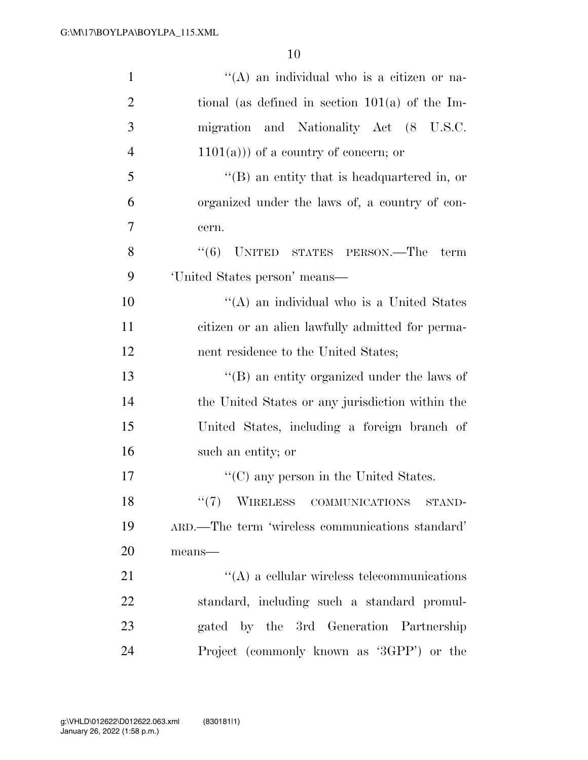''(A) an individual who is a citizen or national (as defined in section 101(a) of the Immigration and Nationality Act (8 U.S.C. 1101(a))) of a country of concern; or

''(B) an entity that is headquartered in, or organized under the laws of, a country of concern.

''(6) UNITED STATES PERSON.—The term 'United States person' means—

''(A) an individual who is a United States citizen or an alien lawfully admitted for permanent residence to the United States;

''(B) an entity organized under the laws of the United States or any jurisdiction within the United States, including a foreign branch of such an entity; or

''(C) any person in the United States.

''(7) WIRELESS COMMUNICATIONS STANDARD.—The term 'wireless communications standard' means—

''(A) a cellular wireless telecommunications standard, including such a standard promulgated by the 3rd Generation Partnership Project (commonly known as '3GPP') or the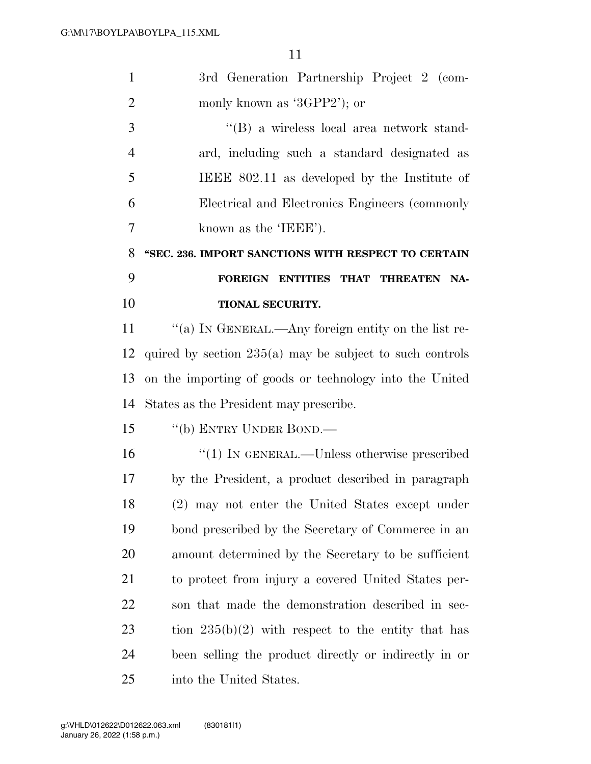3rd Generation Partnership Project 2 (commonly known as '3GPP2'); or

''(B) a wireless local area network standard, including such a standard designated as IEEE 802.11 as developed by the Institute of Electrical and Electronics Engineers (commonly known as the 'IEEE').

**''SEC. 236. IMPORT SANCTIONS WITH RESPECT TO CERTAIN FOREIGN ENTITIES THAT THREATEN NATIONAL SECURITY.**

''(a) IN GENERAL.—Any foreign entity on the list required by section 235(a) may be subject to such controls on the importing of goods or technology into the United States as the President may prescribe.

''(b) ENTRY UNDER BOND.—

''(1) IN GENERAL.—Unless otherwise prescribed by the President, a product described in paragraph (2) may not enter the United States except under bond prescribed by the Secretary of Commerce in an amount determined by the Secretary to be sufficient to protect from injury a covered United States person that made the demonstration described in section 235(b)(2) with respect to the entity that has been selling the product directly or indirectly in or into the United States.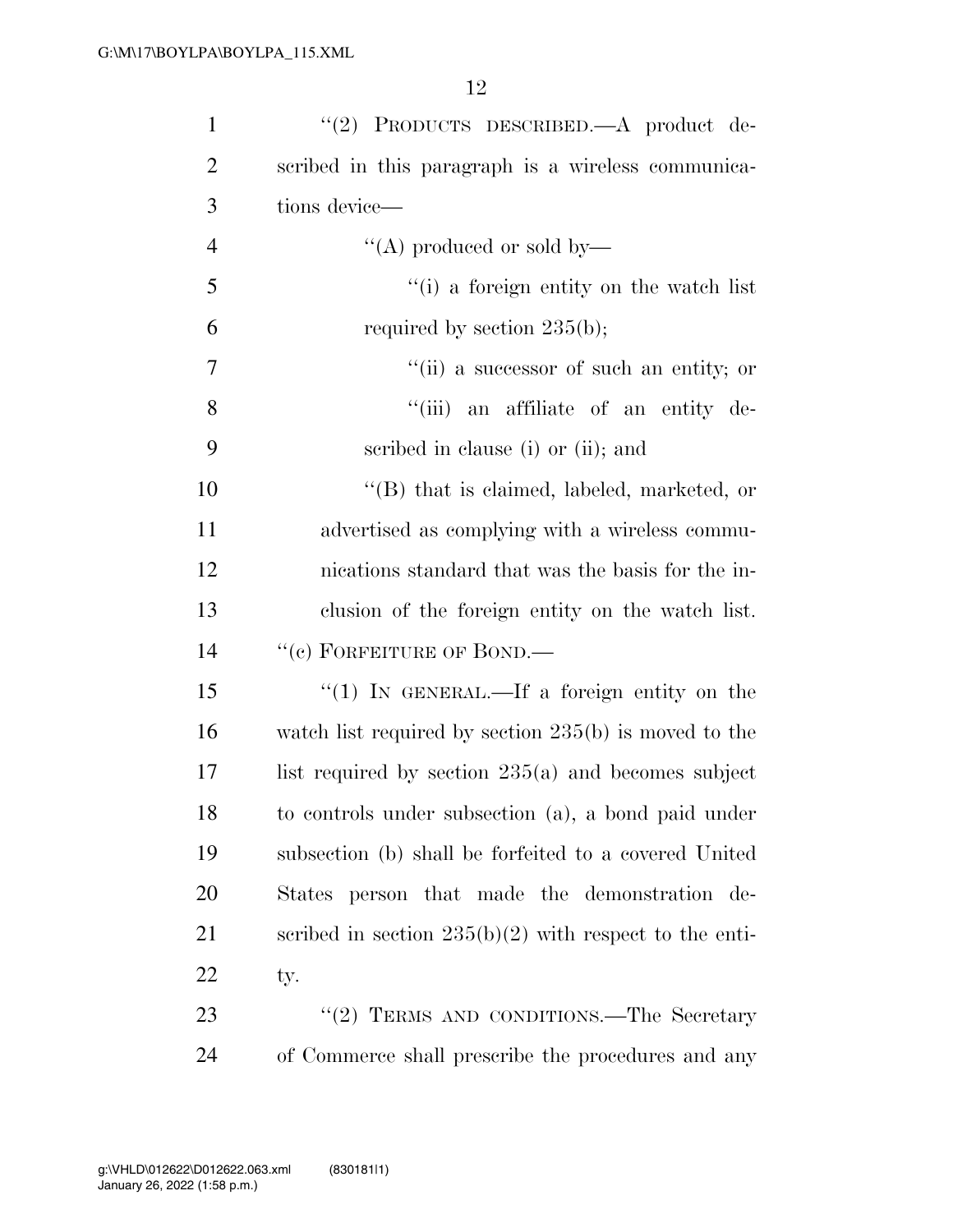''(2) PRODUCTS DESCRIBED.—A product described in this paragraph is a wireless communications device—

''(A) produced or sold by—

''(i) a foreign entity on the watch list required by section 235(b);

''(ii) a successor of such an entity; or

''(iii) an affiliate of an entity described in clause (i) or (ii); and

''(B) that is claimed, labeled, marketed, or advertised as complying with a wireless communications standard that was the basis for the inclusion of the foreign entity on the watch list.

''(c) FORFEITURE OF BOND.—

''(1) IN GENERAL.—If a foreign entity on the watch list required by section 235(b) is moved to the list required by section 235(a) and becomes subject to controls under subsection (a), a bond paid under subsection (b) shall be forfeited to a covered United States person that made the demonstration described in section 235(b)(2) with respect to the entity.

''(2) TERMS AND CONDITIONS.—The Secretary of Commerce shall prescribe the procedures and any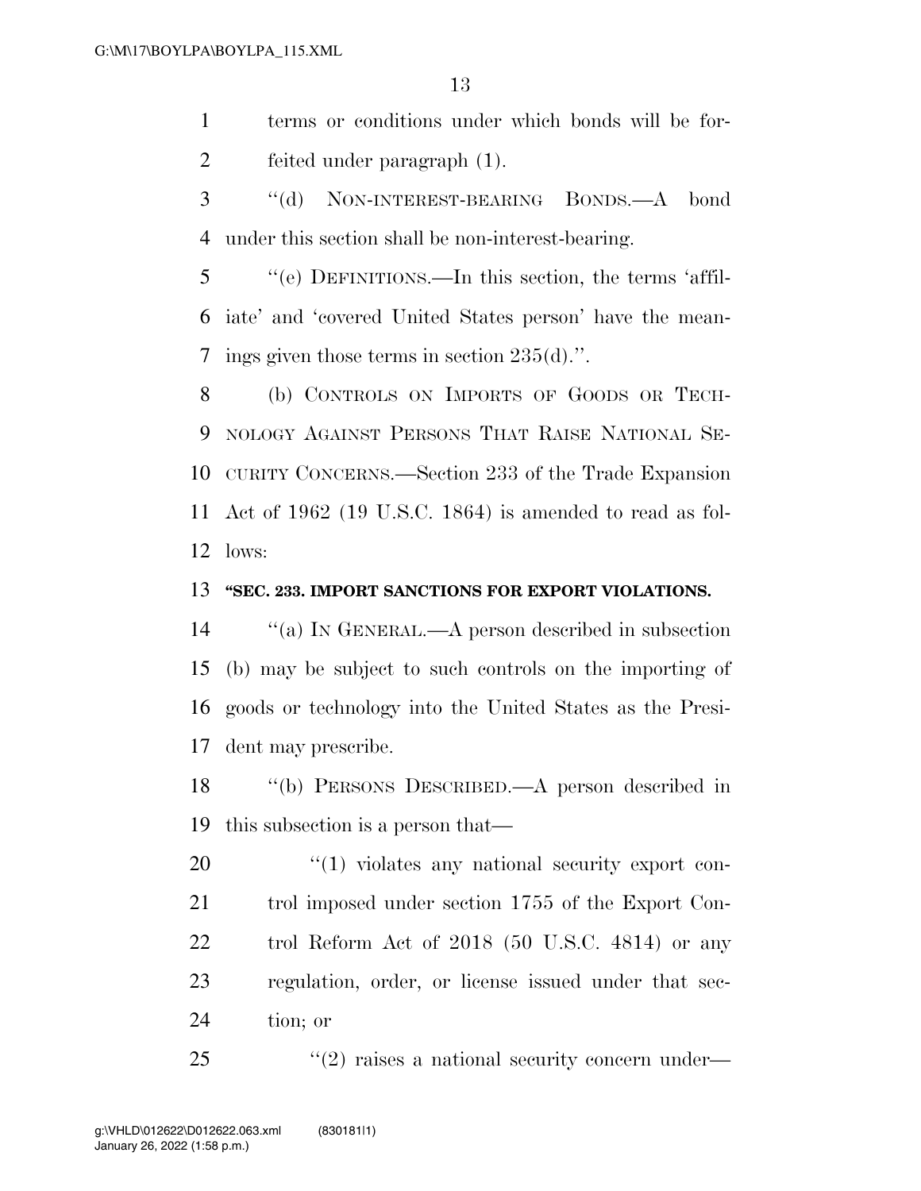terms or conditions under which bonds will be forfeited under paragraph (1).

"(d) NON-INTEREST-BEARING BONDS.—A bond under this section shall be non-interest-bearing.

"(e) DEFINITIONS.—In this section, the terms 'affiliate' and 'covered United States person' have the meanings given those terms in section 235(d).".

(b) CONTROLS ON IMPORTS OF GOODS OR TECHNOLOGY AGAINST PERSONS THAT RAISE NATIONAL SECURITY CONCERNS.—Section 233 of the Trade Expansion Act of 1962 (19 U.S.C. 1864) is amended to read as follows:

**"SEC. 233. IMPORT SANCTIONS FOR EXPORT VIOLATIONS.**

"(a) IN GENERAL.—A person described in subsection (b) may be subject to such controls on the importing of goods or technology into the United States as the President may prescribe.

"(b) PERSONS DESCRIBED.—A person described in this subsection is a person that—

"(1) violates any national security export control imposed under section 1755 of the Export Control Reform Act of 2018 (50 U.S.C. 4814) or any regulation, order, or license issued under that section; or

"(2) raises a national security concern under—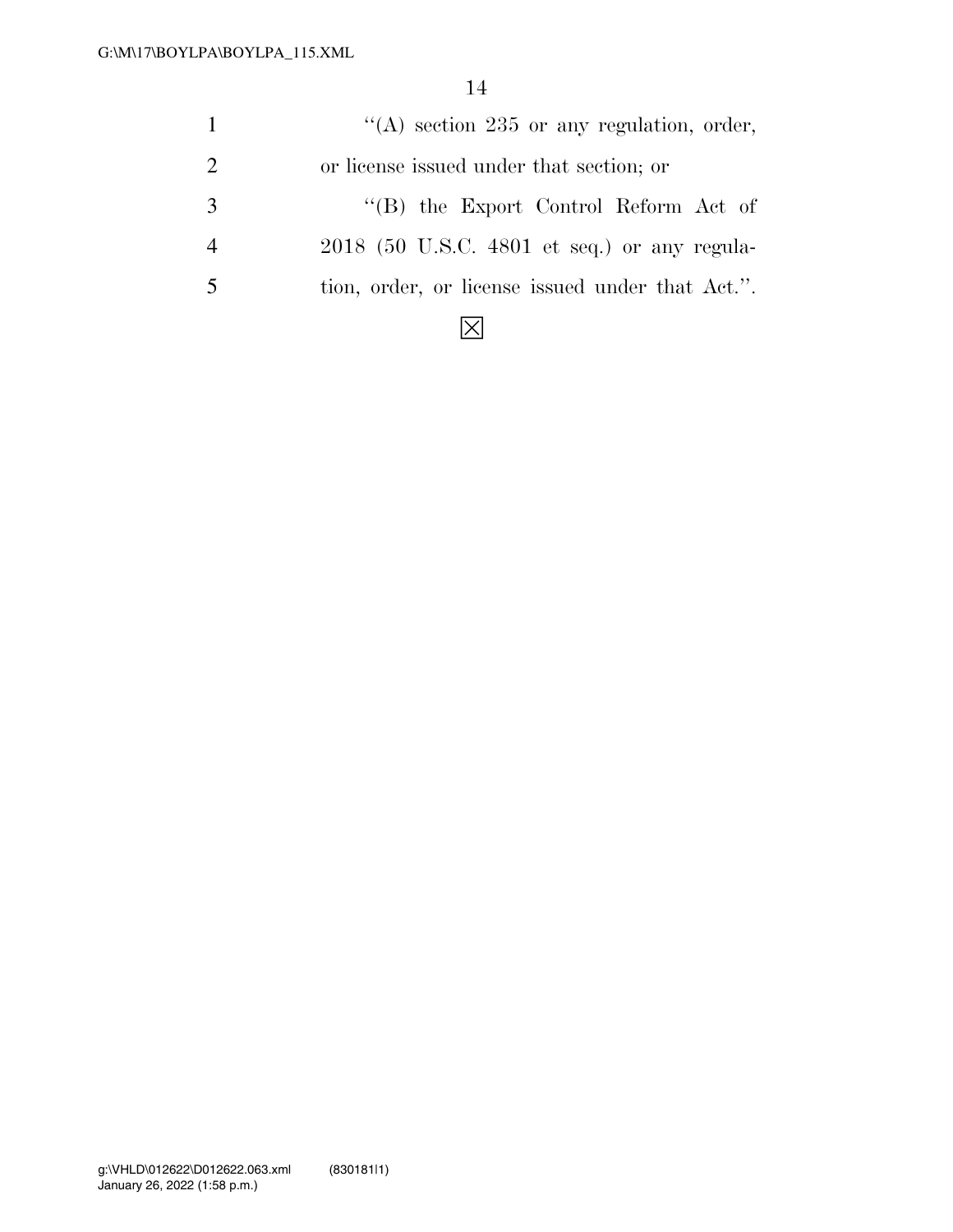''(A) section 235 or any regulation, order, or license issued under that section; or

''(B) the Export Control Reform Act of 2018 (50 U.S.C. 4801 et seq.) or any regulation, order, or license issued under that Act.''.